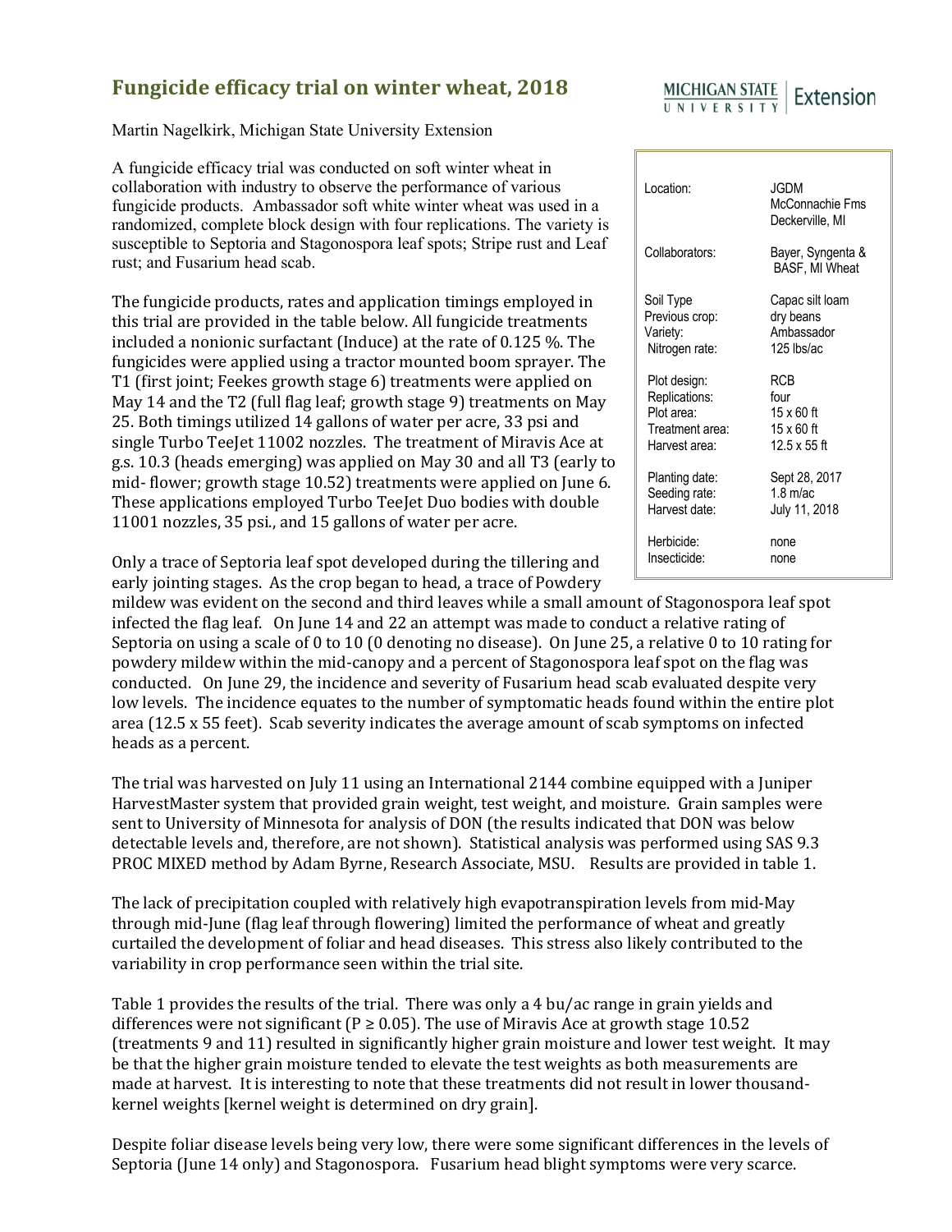# Fungicide efficacy trial on winter wheat, 2018

Michigan State University Extension

Martin Nagelkirk, Michigan State University Extension

| | |
|---|---|
| Location: | JGDM McConnachie Fms Deckerville, MI |
| Collaborators: | Bayer, Syngenta & BASF, MI Wheat |
| Soil Type | Capac silt loam |
| Previous crop: | dry beans |
| Variety: | Ambassador |
| Nitrogen rate: | 125 lbs/ac |
| Plot design: | RCB |
| Replications: | four |
| Plot area: | 15 x 60 ft |
| Treatment area: | 15 x 60 ft |
| Harvest area: | 12.5 x 55 ft |
| Planting date: | Sept 28, 2017 |
| Seeding rate: | 1.8 m/ac |
| Harvest date: | July 11, 2018 |
| Herbicide: | none |
| Insecticide: | none |

A fungicide efficacy trial was conducted on soft winter wheat in collaboration with industry to observe the performance of various fungicide products. Ambassador soft white winter wheat was used in a randomized, complete block design with four replications. The variety is susceptible to Septoria and Stagonospora leaf spots; Stripe rust and Leaf rust; and Fusarium head scab.

The fungicide products, rates and application timings employed in this trial are provided in the table below. All fungicide treatments included a nonionic surfactant (Induce) at the rate of 0.125 %. The fungicides were applied using a tractor mounted boom sprayer. The T1 (first joint; Feekes growth stage 6) treatments were applied on May 14 and the T2 (full flag leaf; growth stage 9) treatments on May 25. Both timings utilized 14 gallons of water per acre, 33 psi and single Turbo TeeJet 11002 nozzles. The treatment of Miravis Ace at g.s. 10.3 (heads emerging) was applied on May 30 and all T3 (early to mid- flower; growth stage 10.52) treatments were applied on June 6. These applications employed Turbo TeeJet Duo bodies with double 11001 nozzles, 35 psi., and 15 gallons of water per acre.

Only a trace of Septoria leaf spot developed during the tillering and early jointing stages. As the crop began to head, a trace of Powdery mildew was evident on the second and third leaves while a small amount of Stagonospora leaf spot infected the flag leaf. On June 14 and 22 an attempt was made to conduct a relative rating of Septoria on using a scale of 0 to 10 (0 denoting no disease). On June 25, a relative 0 to 10 rating for powdery mildew within the mid-canopy and a percent of Stagonospora leaf spot on the flag was conducted. On June 29, the incidence and severity of Fusarium head scab evaluated despite very low levels. The incidence equates to the number of symptomatic heads found within the entire plot area (12.5 x 55 feet). Scab severity indicates the average amount of scab symptoms on infected heads as a percent.

The trial was harvested on July 11 using an International 2144 combine equipped with a Juniper HarvestMaster system that provided grain weight, test weight, and moisture. Grain samples were sent to University of Minnesota for analysis of DON (the results indicated that DON was below detectable levels and, therefore, are not shown). Statistical analysis was performed using SAS 9.3 PROC MIXED method by Adam Byrne, Research Associate, MSU. Results are provided in table 1.

The lack of precipitation coupled with relatively high evapotranspiration levels from mid-May through mid-June (flag leaf through flowering) limited the performance of wheat and greatly curtailed the development of foliar and head diseases. This stress also likely contributed to the variability in crop performance seen within the trial site.

Table 1 provides the results of the trial. There was only a 4 bu/ac range in grain yields and differences were not significant ($P \geq 0.05$). The use of Miravis Ace at growth stage 10.52 (treatments 9 and 11) resulted in significantly higher grain moisture and lower test weight. It may be that the higher grain moisture tended to elevate the test weights as both measurements are made at harvest. It is interesting to note that these treatments did not result in lower thousand-kernel weights [kernel weight is determined on dry grain].

Despite foliar disease levels being very low, there were some significant differences in the levels of Septoria (June 14 only) and Stagonospora. Fusarium head blight symptoms were very scarce.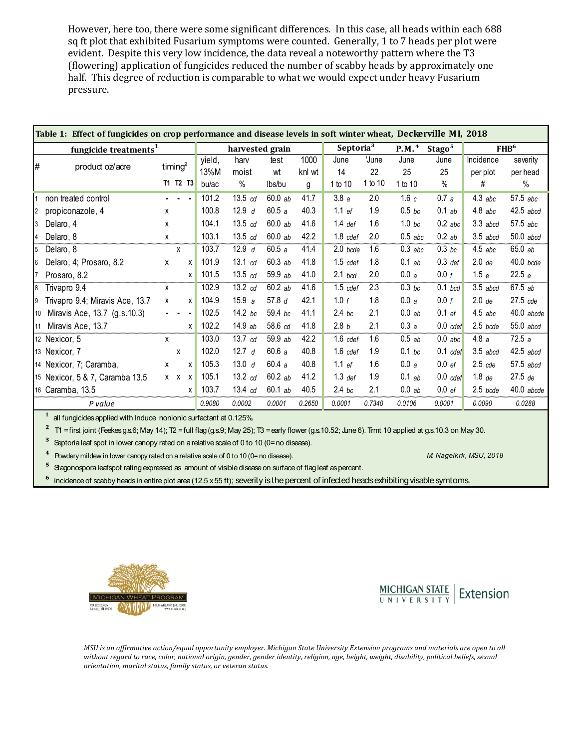However, here too, there were some significant differences. In this case, all heads within each 688 sq ft plot that exhibited Fusarium symptoms were counted. Generally, 1 to 7 heads per plot were evident. Despite this very low incidence, the data reveal a noteworthy pattern where the T3 (flowering) application of fungicides reduced the number of scabby heads by approximately one half. This degree of reduction is comparable to what we would expect under heavy Fusarium pressure.

**Table 1: Effect of fungicides on crop performance and disease levels in soft winter wheat, Deckerville MI, 2018**

| fungicide treatments[1] | | | | | harvested grain | | | | Septoria[3] | | P.M.[4] | Stago[5] | FHB[6] | |
|---|---|---|---|---|---|---|---|---|---|---|---|---|---|---|
| # | product oz/acre | timing[2] T1 | T2 | T3 | yield, 13%M bu/ac | harv moist % | test wt lbs/bu | 1000 knl wt g | June 14 1 to 10 | 'June 22 1 to 10 | June 25 1 to 10 | June 25 % | Incidence per plot # | severity per head % |
| 1 | non treated control | - | - | - | 101.2 | 13.5 *cd* | 60.0 *ab* | 41.7 | 3.8 *a* | 2.0 | 1.6 *c* | 0.7 *a* | 4.3 *abc* | 57.5 *abc* |
| 2 | propiconazole, 4 | x | | | 100.8 | 12.9 *d* | 60.5 *a* | 40.3 | 1.1 *ef* | 1.9 | 0.5 *bc* | 0.1 *ab* | 4.8 *abc* | 42.5 *abcd* |
| 3 | Delaro, 4 | x | | | 104.1 | 13.5 *cd* | 60.0 *ab* | 41.6 | 1.4 *def* | 1.6 | 1.0 *bc* | 0.2 *abc* | 3.3 *abcd* | 57.5 *abc* |
| 4 | Delaro, 8 | x | | | 103.1 | 13.5 *cd* | 60.0 *ab* | 42.2 | 1.8 *cdef* | 2.0 | 0.5 *abc* | 0.2 *ab* | 3.5 *abcd* | 50.0 *abcd* |
| 5 | Delaro, 8 | | x | | 103.7 | 12.9 *d* | 60.5 *a* | 41.4 | 2.0 *bcde* | 1.6 | 0.3 *abc* | 0.3 *bc* | 4.5 *abc* | 65.0 *ab* |
| 6 | Delaro, 4; Prosaro, 8.2 | x | | x | 101.9 | 13.1 *cd* | 60.3 *ab* | 41.8 | 1.5 *cdef* | 1.8 | 0.1 *ab* | 0.3 *def* | 2.0 *de* | 40.0 *bcde* |
| 7 | Prosaro, 8.2 | | | x | 101.5 | 13.5 *cd* | 59.9 *ab* | 41.0 | 2.1 *bcd* | 2.0 | 0.0 *a* | 0.0 *f* | 1.5 *e* | 22.5 *e* |
| 8 | Trivapro 9.4 | x | | | 102.9 | 13.2 *cd* | 60.2 *ab* | 41.6 | 1.5 *cdef* | 2.3 | 0.3 *bc* | 0.1 *bcd* | 3.5 *abcd* | 67.5 *ab* |
| 9 | Trivapro 9.4; Miravis Ace, 13.7 | x | | x | 104.9 | 15.9 *a* | 57.8 *d* | 42.1 | 1.0 *f* | 1.8 | 0.0 *a* | 0.0 *f* | 2.0 *de* | 27.5 *cde* |
| 10 | Miravis Ace, 13.7 (g.s.10.3) | - | - | - | 102.5 | 14.2 *bc* | 59.4 *bc* | 41.1 | 2.4 *bc* | 2.1 | 0.0 *ab* | 0.1 *ef* | 4.5 *abc* | 40.0 *abcde* |
| 11 | Miravis Ace, 13.7 | | | x | 102.2 | 14.9 *ab* | 58.6 *cd* | 41.8 | 2.8 *b* | 2.1 | 0.3 *a* | 0.0 *cdef* | 2.5 *bcde* | 55.0 *abcd* |
| 12 | Nexicor, 5 | x | | | 103.0 | 13.7 *cd* | 59.9 *ab* | 42.2 | 1.6 *cdef* | 1.6 | 0.5 *ab* | 0.0 *abc* | 4.8 *a* | 72.5 *a* |
| 13 | Nexicor, 7 | | x | | 102.0 | 12.7 *d* | 60.6 *a* | 40.8 | 1.6 *cdef* | 1.9 | 0.1 *bc* | 0.1 *cdef* | 3.5 *abcd* | 42.5 *abcd* |
| 14 | Nexicor, 7; Caramba, | x | | x | 105.3 | 13.0 *d* | 60.4 *a* | 40.8 | 1.1 *ef* | 1.6 | 0.0 *a* | 0.0 *ef* | 2.5 *cde* | 57.5 *abcd* |
| 15 | Nexicor, 5 & 7, Caramba 13.5 | x | x | x | 105.1 | 13.2 *cd* | 60.2 *ab* | 41.2 | 1.3 *def* | 1.9 | 0.1 *ab* | 0.0 *cdef* | 1.8 *de* | 27.5 *de* |
| 16 | Caramba, 13.5 | | | x | 103.7 | 13.4 *cd* | 60.1 *ab* | 40.5 | 2.4 *bc* | 2.1 | 0.0 *ab* | 0.0 *ef* | 2.5 *bcde* | 40.0 *abcde* |
| | *P value* | | | | *0.9080* | *0.0002* | *0.0001* | *0.2650* | *0.0001* | *0.7340* | *0.0106* | *0.0001* | *0.0090* | *0.0288* |

[1] all fungicides applied with Induce nonionic surfactant at 0.125%.

[2] T1 = first joint (Feekes g.s.6; May 14); T2 = full flag (g.s.9; May 25); T3 = early flower (g.s.10.52; June 6). Trmt 10 applied at g.s.10.3 on May 30.

[3] Septoria leaf spot in lower canopy rated on a relative scale of 0 to 10 (0= no disease).

[4] Powdery mildew in lower canopy rated on a relative scale of 0 to 10 (0= no disease).

*M. Nagelkrk, MSU, 2018*

[5] Stagonospora leafspot rating expressed as amount of visible disease on surface of flag leaf as percent.

[6] incidence of scabby heads in entire plot area (12.5 x 55 ft); severity is the percent of infected heads exhibiting visable symtoms.

MICHIGAN WHEAT PROGRAM
P.O. Box 25665 Lansing, MI 48909
1-888-WHEAT01 (943-2801) www.miwheat.org

MICHIGAN STATE UNIVERSITY | Extension

*MSU is an affirmative action/equal opportunity employer. Michigan State University Extension programs and materials are open to all without regard to race, color, national origin, gender, gender identity, religion, age, height, weight, disability, political beliefs, sexual orientation, marital status, family status, or veteran status.*